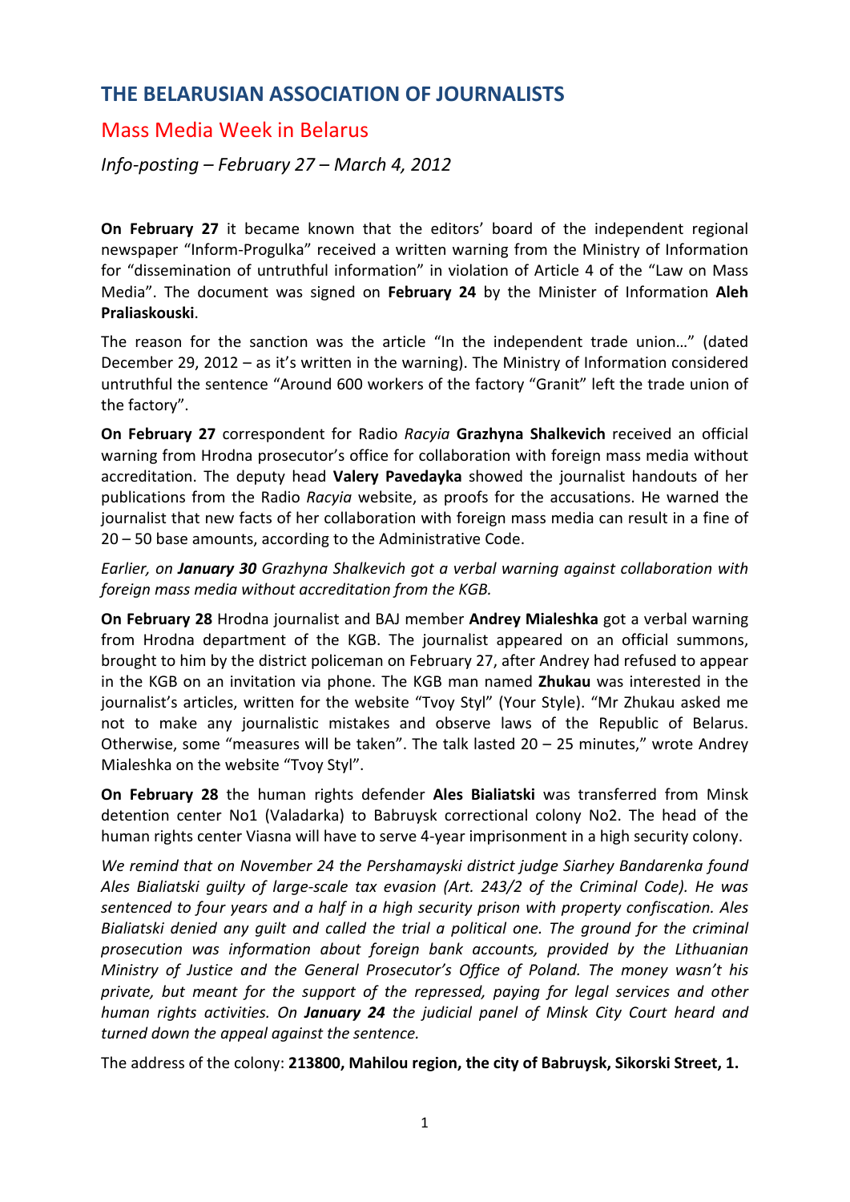# THE BELARUSIAN ASSOCIATION OF JOURNALISTS

## Mass Media Week in Belarus

### *Info-posting – February 27 – March 4, 2012*

**On February 27** it became known that the editors' board of the independent regional newspaper "Inform-Progulka" received a written warning from the Ministry of Information for "dissemination of untruthful information" in violation of Article 4 of the "Law on Mass Media". The document was signed on **February 24** by the Minister of Information **Aleh Praliaskouski**.

The reason for the sanction was the article "In the independent trade union…" (dated December 29, 2012 – as it's written in the warning). The Ministry of Information considered untruthful the sentence "Around 600 workers of the factory "Granit" left the trade union of the factory".

**On February 27** correspondent for Radio *Racyia* **Grazhyna Shalkevich** received an official warning from Hrodna prosecutor's office for collaboration with foreign mass media without accreditation. The deputy head **Valery Pavedayka** showed the journalist handouts of her publications from the Radio *Racyia* website, as proofs for the accusations. He warned the journalist that new facts of her collaboration with foreign mass media can result in a fine of 20 – 50 base amounts, according to the Administrative Code.

*Earlier, on* ***January 30*** *Grazhyna Shalkevich got a verbal warning against collaboration with foreign mass media without accreditation from the KGB.*

**On February 28** Hrodna journalist and BAJ member **Andrey Mialeshka** got a verbal warning from Hrodna department of the KGB. The journalist appeared on an official summons, brought to him by the district policeman on February 27, after Andrey had refused to appear in the KGB on an invitation via phone. The KGB man named **Zhukau** was interested in the journalist's articles, written for the website "Tvoy Styl" (Your Style). "Mr Zhukau asked me not to make any journalistic mistakes and observe laws of the Republic of Belarus. Otherwise, some "measures will be taken". The talk lasted 20 – 25 minutes," wrote Andrey Mialeshka on the website "Tvoy Styl".

**On February 28** the human rights defender **Ales Bialiatski** was transferred from Minsk detention center No1 (Valadarka) to Babruysk correctional colony No2. The head of the human rights center Viasna will have to serve 4-year imprisonment in a high security colony.

*We remind that on November 24 the Pershamayski district judge Siarhey Bandarenka found Ales Bialiatski guilty of large-scale tax evasion (Art. 243/2 of the Criminal Code). He was sentenced to four years and a half in a high security prison with property confiscation. Ales Bialiatski denied any guilt and called the trial a political one. The ground for the criminal prosecution was information about foreign bank accounts, provided by the Lithuanian Ministry of Justice and the General Prosecutor's Office of Poland. The money wasn't his private, but meant for the support of the repressed, paying for legal services and other human rights activities. On* ***January 24*** *the judicial panel of Minsk City Court heard and turned down the appeal against the sentence.*

The address of the colony: **213800, Mahilou region, the city of Babruysk, Sikorski Street, 1.**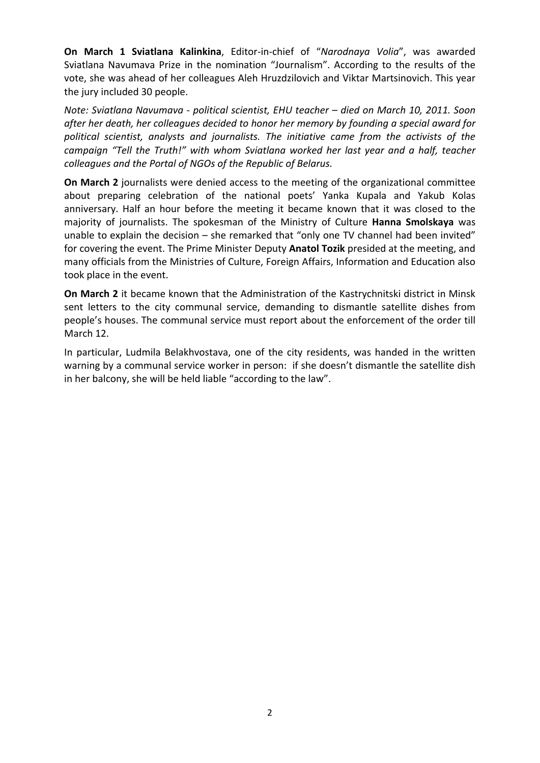**On March 1 Sviatlana Kalinkina**, Editor-in-chief of "*Narodnaya Volia*", was awarded Sviatlana Navumava Prize in the nomination "Journalism". According to the results of the vote, she was ahead of her colleagues Aleh Hruzdzilovich and Viktar Martsinovich. This year the jury included 30 people.

*Note: Sviatlana Navumava - political scientist, EHU teacher – died on March 10, 2011. Soon after her death, her colleagues decided to honor her memory by founding a special award for political scientist, analysts and journalists. The initiative came from the activists of the campaign "Tell the Truth!" with whom Sviatlana worked her last year and a half, teacher colleagues and the Portal of NGOs of the Republic of Belarus.*

**On March 2** journalists were denied access to the meeting of the organizational committee about preparing celebration of the national poets' Yanka Kupala and Yakub Kolas anniversary. Half an hour before the meeting it became known that it was closed to the majority of journalists. The spokesman of the Ministry of Culture **Hanna Smolskaya** was unable to explain the decision – she remarked that "only one TV channel had been invited" for covering the event. The Prime Minister Deputy **Anatol Tozik** presided at the meeting, and many officials from the Ministries of Culture, Foreign Affairs, Information and Education also took place in the event.

**On March 2** it became known that the Administration of the Kastrychnitski district in Minsk sent letters to the city communal service, demanding to dismantle satellite dishes from people's houses. The communal service must report about the enforcement of the order till March 12.

In particular, Ludmila Belakhvostava, one of the city residents, was handed in the written warning by a communal service worker in person: if she doesn't dismantle the satellite dish in her balcony, she will be held liable "according to the law".